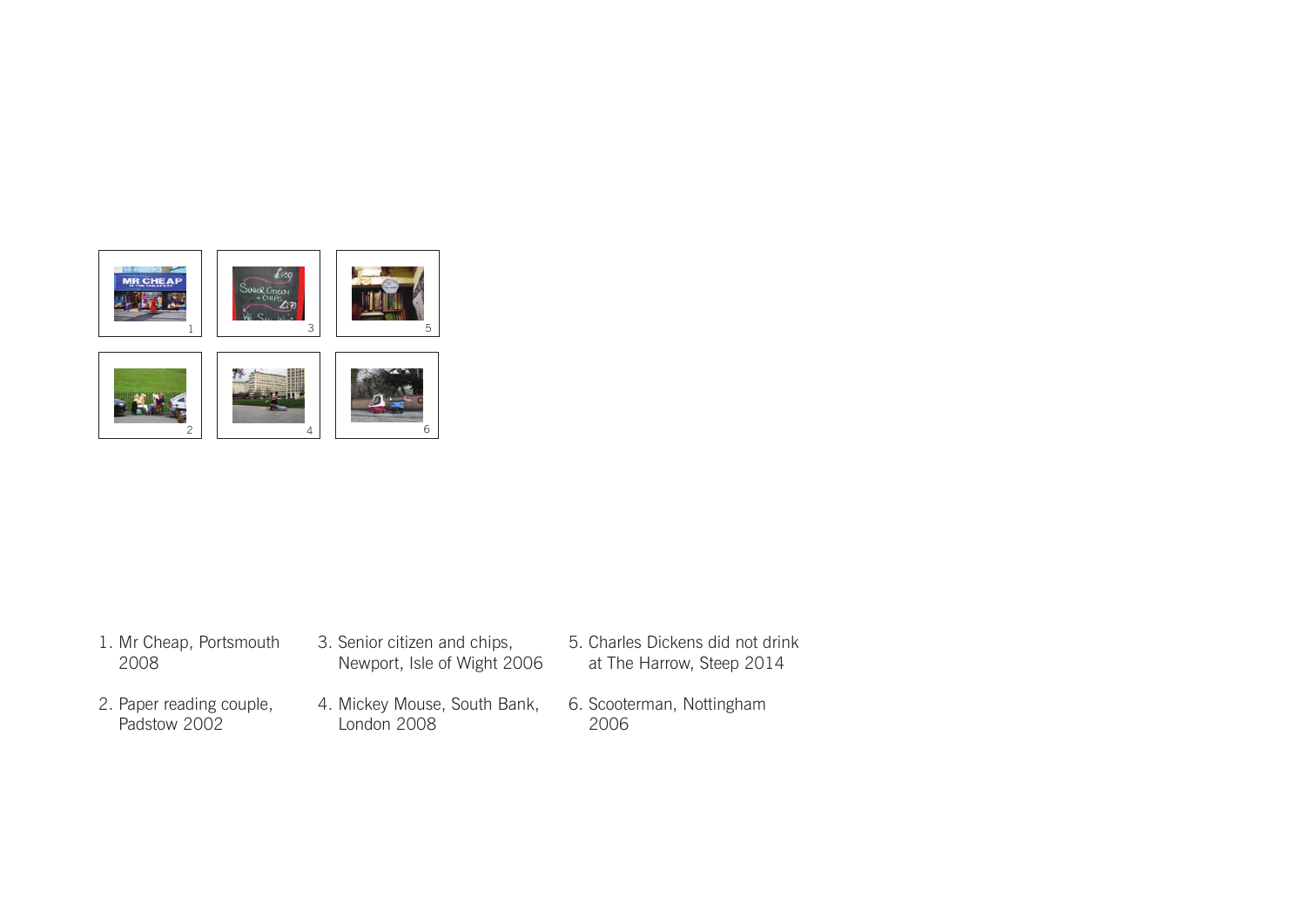1. Mr Cheap, Portsmouth 2008
2. Paper reading couple, Padstow 2002
3. Senior citizen and chips, Newport, Isle of Wight 2006
4. Mickey Mouse, South Bank, London 2008
5. Charles Dickens did not drink at The Harrow, Steep 2014
6. Scooterman, Nottingham 2006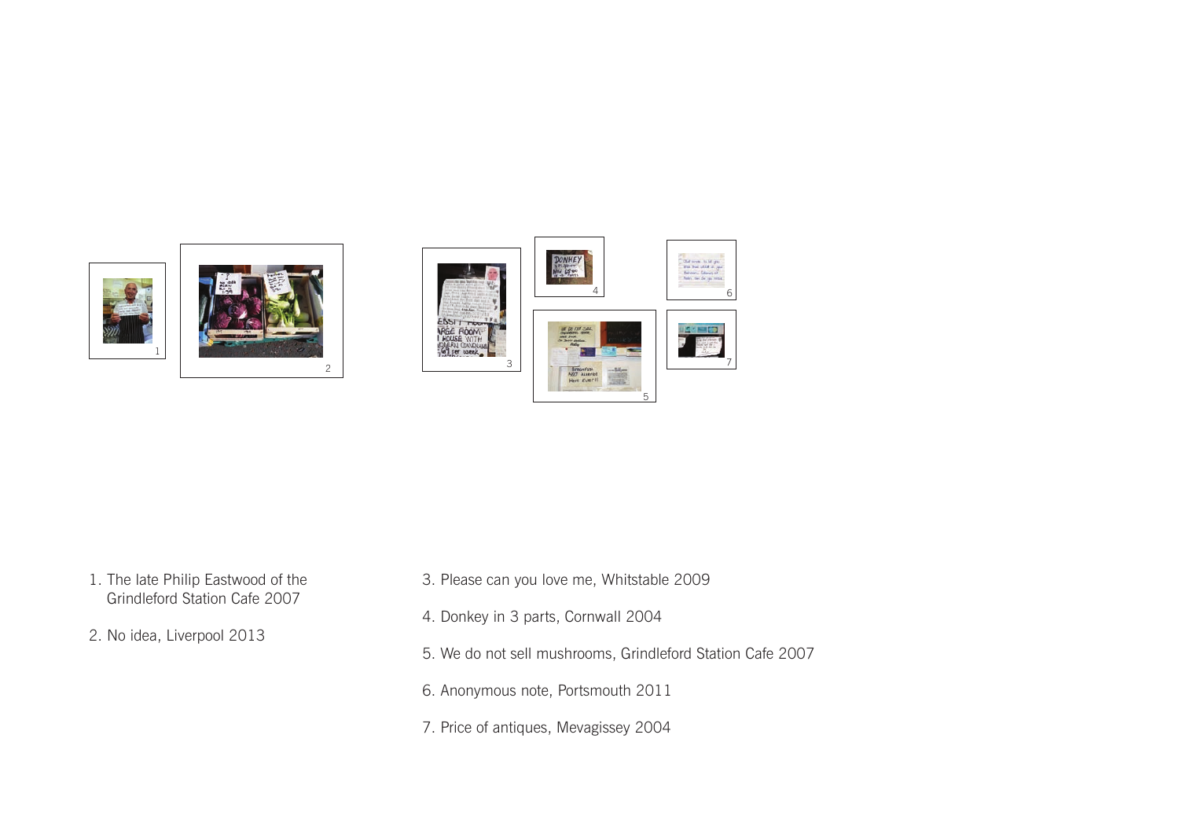1. The late Philip Eastwood of the Grindleford Station Cafe 2007

2. No idea, Liverpool 2013

3. Please can you love me, Whitstable 2009

4. Donkey in 3 parts, Cornwall 2004

5. We do not sell mushrooms, Grindleford Station Cafe 2007

6. Anonymous note, Portsmouth 2011

7. Price of antiques, Mevagissey 2004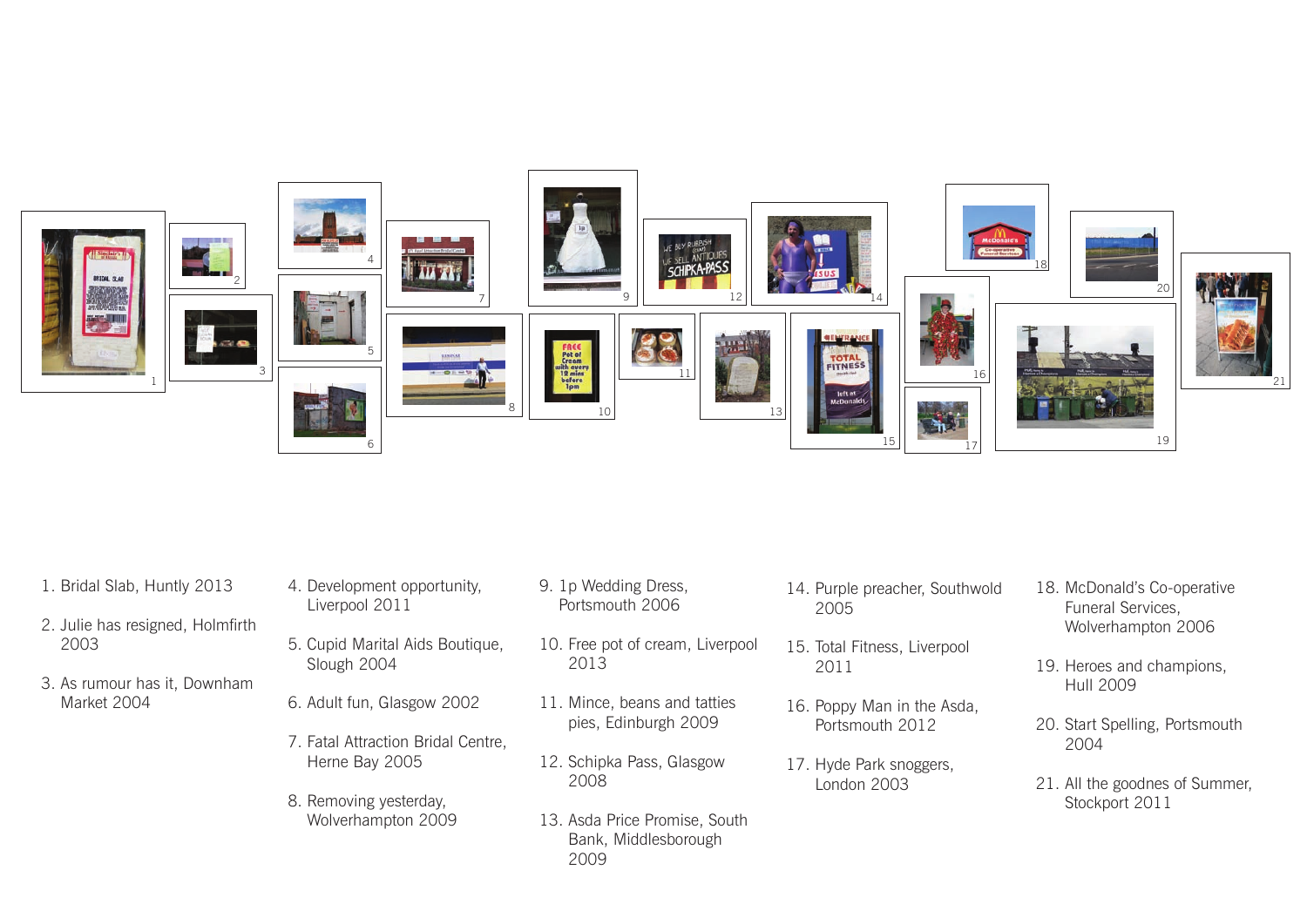1. Bridal Slab, Huntly 2013
2. Julie has resigned, Holmfirth 2003
3. As rumour has it, Downham Market 2004
4. Development opportunity, Liverpool 2011
5. Cupid Marital Aids Boutique, Slough 2004
6. Adult fun, Glasgow 2002
7. Fatal Attraction Bridal Centre, Herne Bay 2005
8. Removing yesterday, Wolverhampton 2009
9. 1p Wedding Dress, Portsmouth 2006
10. Free pot of cream, Liverpool 2013
11. Mince, beans and tatties pies, Edinburgh 2009
12. Schipka Pass, Glasgow 2008
13. Asda Price Promise, South Bank, Middlesborough 2009
14. Purple preacher, Southwold 2005
15. Total Fitness, Liverpool 2011
16. Poppy Man in the Asda, Portsmouth 2012
17. Hyde Park snoggers, London 2003
18. McDonald's Co-operative Funeral Services, Wolverhampton 2006
19. Heroes and champions, Hull 2009
20. Start Spelling, Portsmouth 2004
21. All the goodnes of Summer, Stockport 2011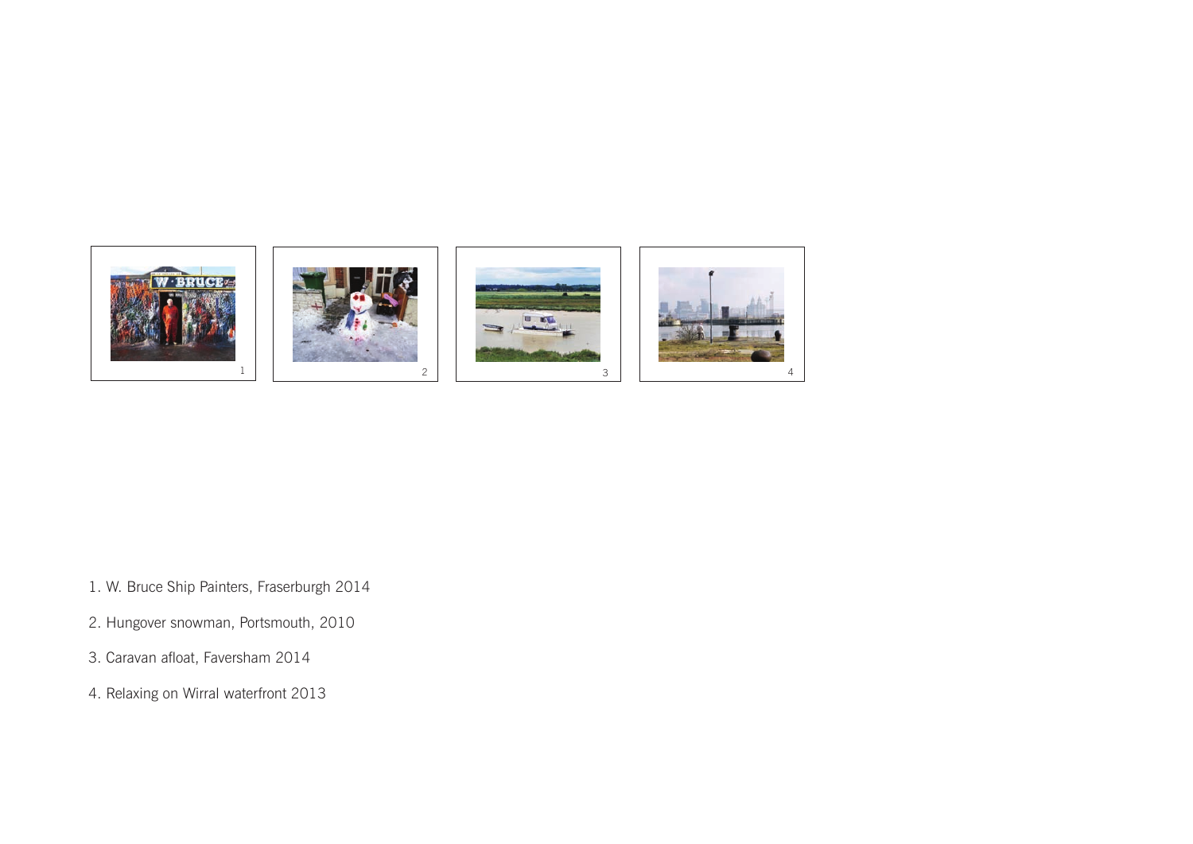1. W. Bruce Ship Painters, Fraserburgh 2014

2. Hungover snowman, Portsmouth, 2010

3. Caravan afloat, Faversham 2014

4. Relaxing on Wirral waterfront 2013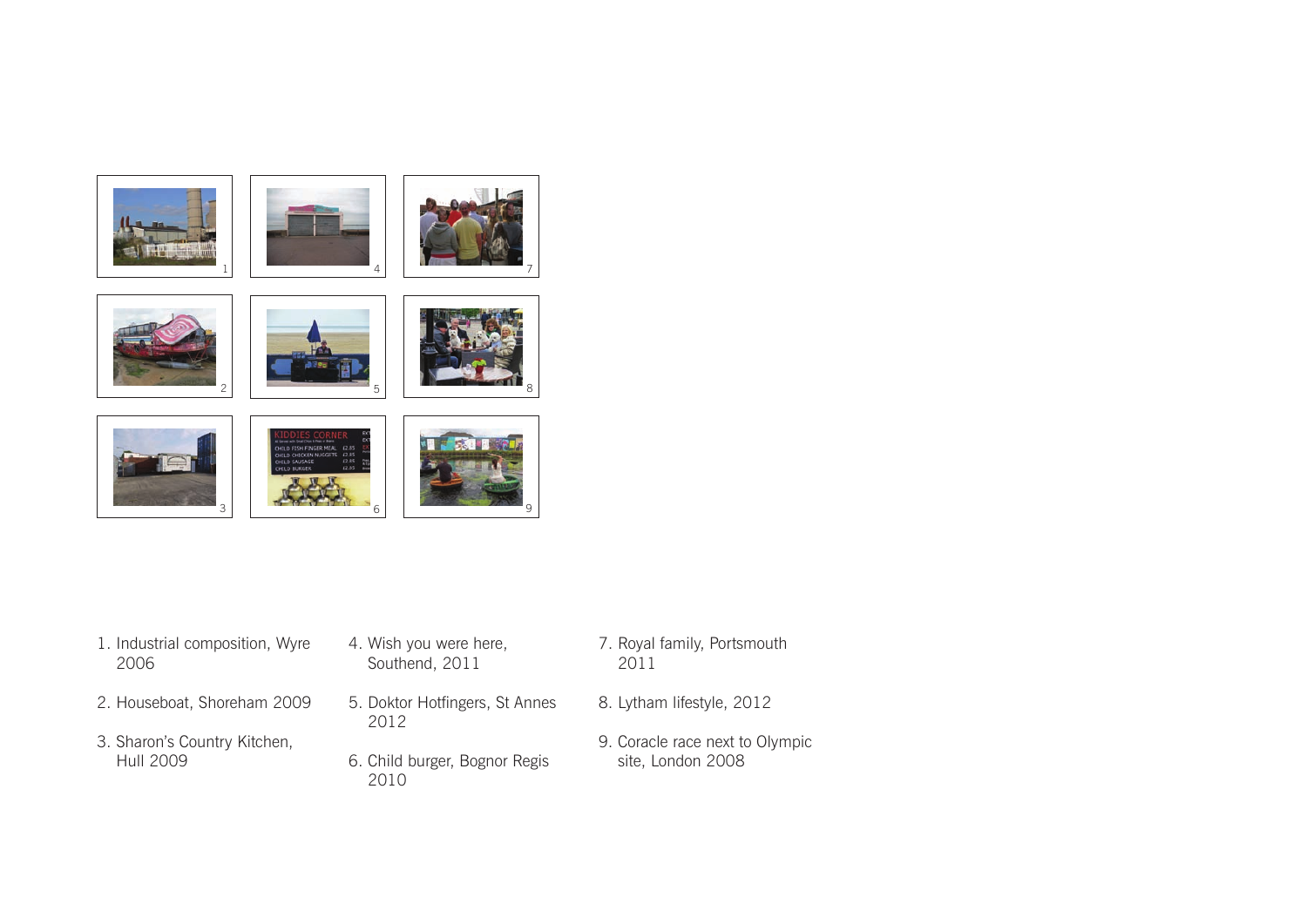1. Industrial composition, Wyre 2006
2. Houseboat, Shoreham 2009
3. Sharon's Country Kitchen, Hull 2009
4. Wish you were here, Southend, 2011
5. Doktor Hotfingers, St Annes 2012
6. Child burger, Bognor Regis 2010
7. Royal family, Portsmouth 2011
8. Lytham lifestyle, 2012
9. Coracle race next to Olympic site, London 2008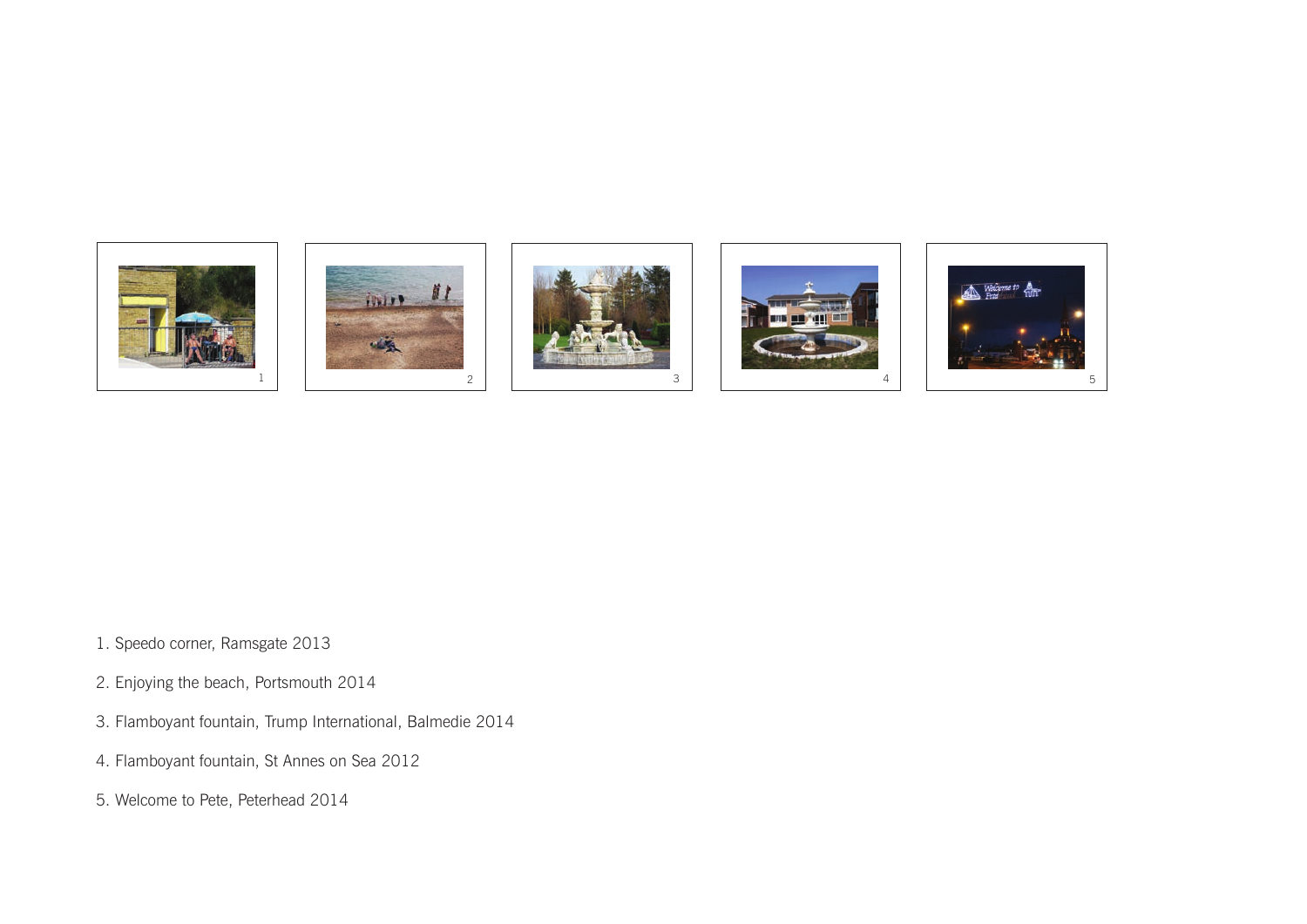1. Speedo corner, Ramsgate 2013
2. Enjoying the beach, Portsmouth 2014
3. Flamboyant fountain, Trump International, Balmedie 2014
4. Flamboyant fountain, St Annes on Sea 2012
5. Welcome to Pete, Peterhead 2014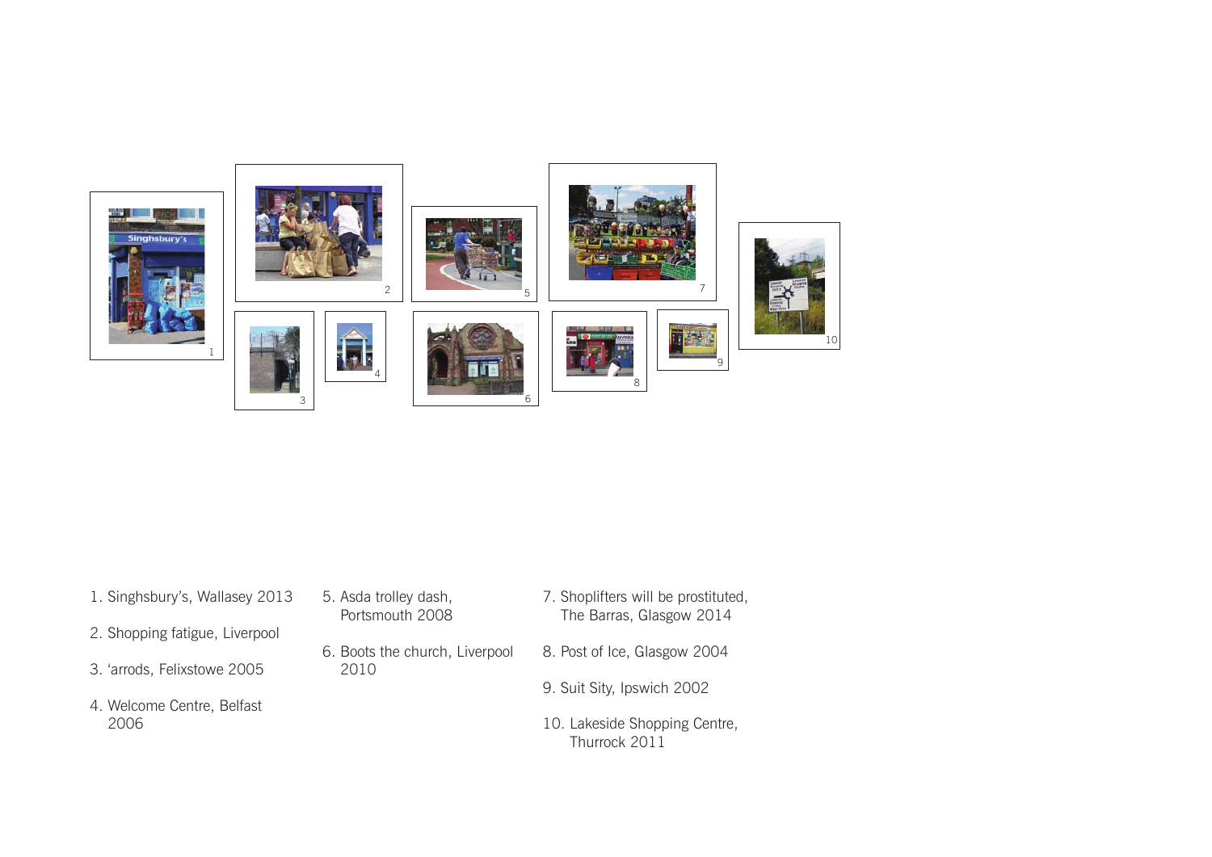1. Singhsbury's, Wallasey 2013
2. Shopping fatigue, Liverpool
3. 'arrods, Felixstowe 2005
4. Welcome Centre, Belfast 2006
5. Asda trolley dash, Portsmouth 2008
6. Boots the church, Liverpool 2010
7. Shoplifters will be prostituted, The Barras, Glasgow 2014
8. Post of Ice, Glasgow 2004
9. Suit Sity, Ipswich 2002
10. Lakeside Shopping Centre, Thurrock 2011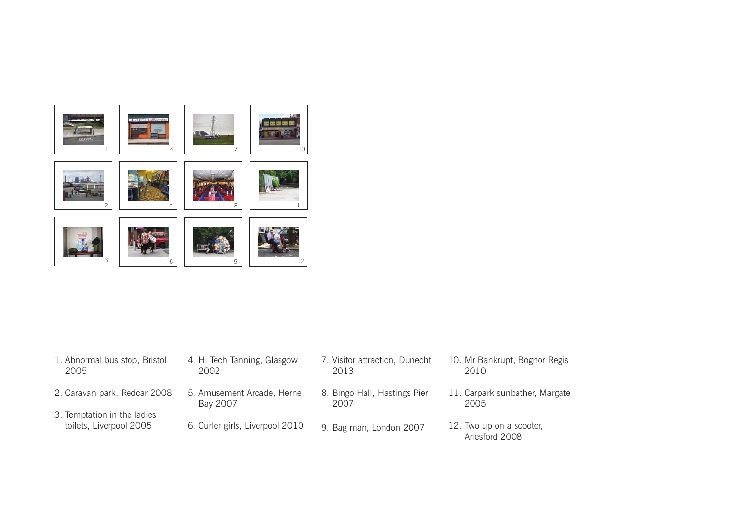1. Abnormal bus stop, Bristol 2005
2. Caravan park, Redcar 2008
3. Temptation in the ladies toilets, Liverpool 2005
4. Hi Tech Tanning, Glasgow 2002
5. Amusement Arcade, Herne Bay 2007
6. Curler girls, Liverpool 2010
7. Visitor attraction, Dunecht 2013
8. Bingo Hall, Hastings Pier 2007
9. Bag man, London 2007
10. Mr Bankrupt, Bognor Regis 2010
11. Carpark sunbather, Margate 2005
12. Two up on a scooter, Arlesford 2008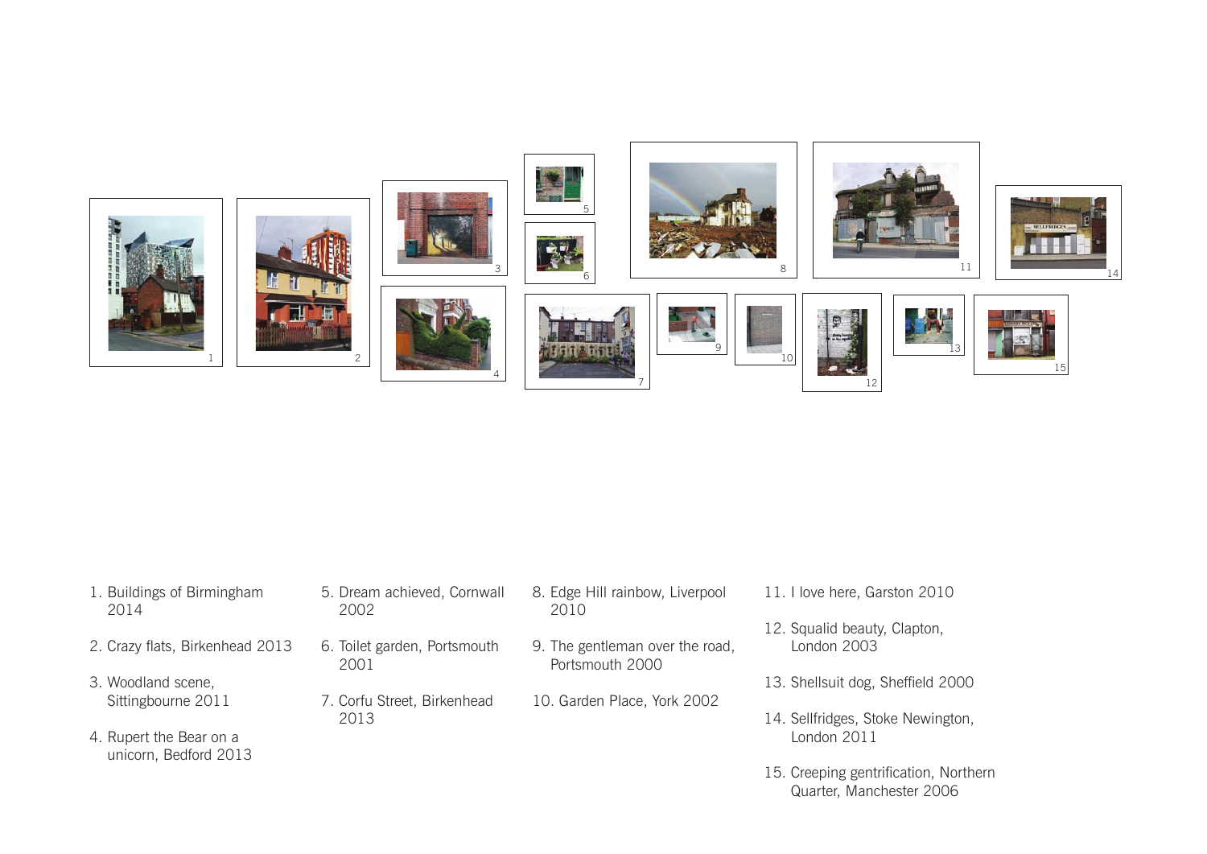1. Buildings of Birmingham 2014
2. Crazy flats, Birkenhead 2013
3. Woodland scene, Sittingbourne 2011
4. Rupert the Bear on a unicorn, Bedford 2013
5. Dream achieved, Cornwall 2002
6. Toilet garden, Portsmouth 2001
7. Corfu Street, Birkenhead 2013
8. Edge Hill rainbow, Liverpool 2010
9. The gentleman over the road, Portsmouth 2000
10. Garden Place, York 2002
11. I love here, Garston 2010
12. Squalid beauty, Clapton, London 2003
13. Shellsuit dog, Sheffield 2000
14. Sellfridges, Stoke Newington, London 2011
15. Creeping gentrification, Northern Quarter, Manchester 2006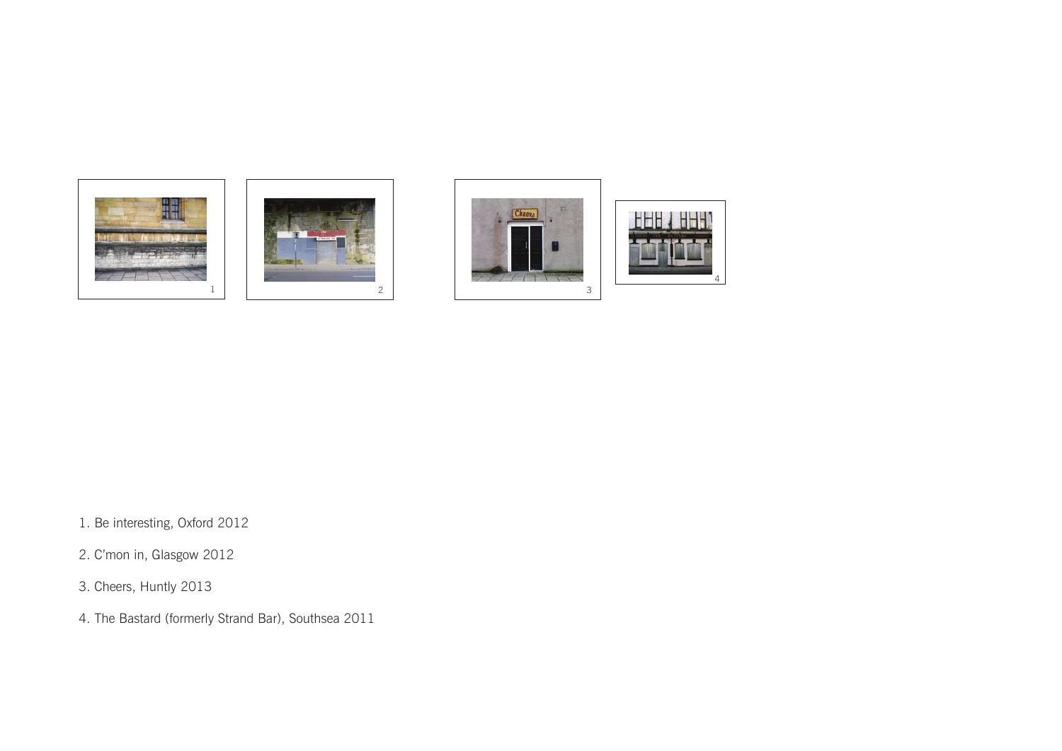1. Be interesting, Oxford 2012

2. C'mon in, Glasgow 2012

3. Cheers, Huntly 2013

4. The Bastard (formerly Strand Bar), Southsea 2011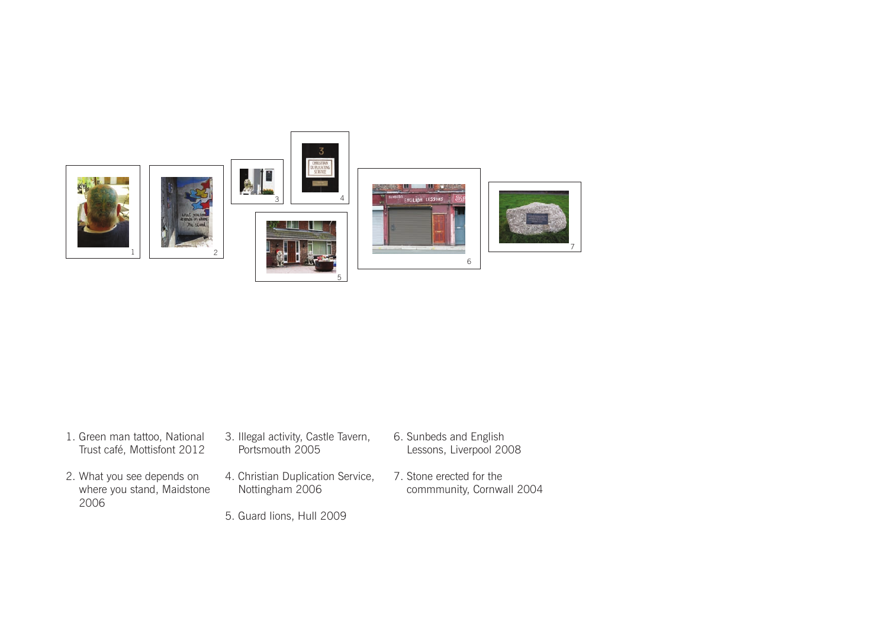1. Green man tattoo, National Trust café, Mottisfont 2012

2. What you see depends on where you stand, Maidstone 2006

3. Illegal activity, Castle Tavern, Portsmouth 2005

4. Christian Duplication Service, Nottingham 2006

5. Guard lions, Hull 2009

6. Sunbeds and English Lessons, Liverpool 2008

7. Stone erected for the commmunity, Cornwall 2004